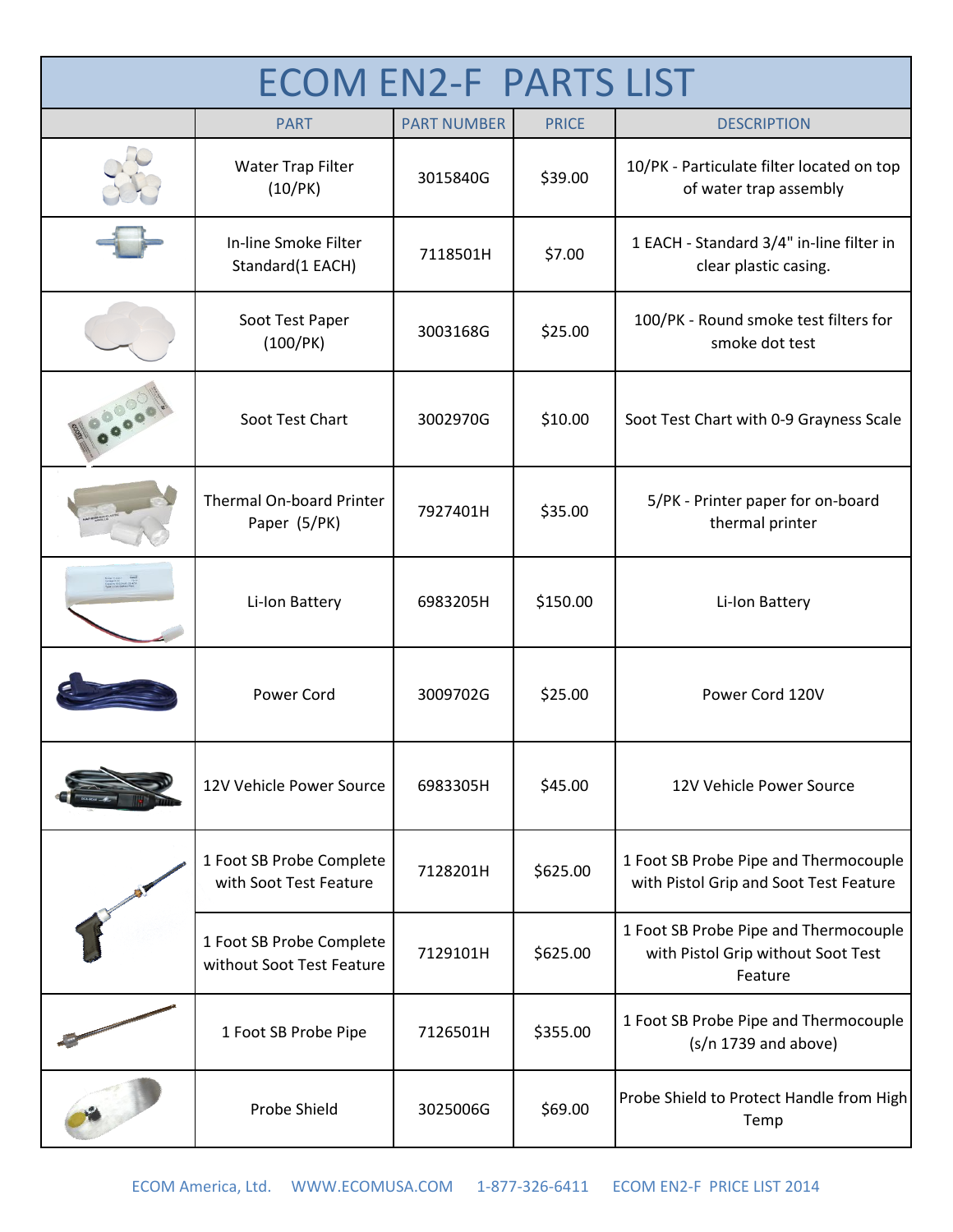# ECOM EN2-F PARTS LIST

| | PART | PART NUMBER | PRICE | DESCRIPTION |
|---|---|---|---|---|
| | Water Trap Filter (10/PK) | 3015840G | $39.00 | 10/PK - Particulate filter located on top of water trap assembly |
| | In-line Smoke Filter Standard(1 EACH) | 7118501H | $7.00 | 1 EACH - Standard 3/4" in-line filter in clear plastic casing. |
| | Soot Test Paper (100/PK) | 3003168G | $25.00 | 100/PK - Round smoke test filters for smoke dot test |
| | Soot Test Chart | 3002970G | $10.00 | Soot Test Chart with 0-9 Grayness Scale |
| | Thermal On-board Printer Paper (5/PK) | 7927401H | $35.00 | 5/PK - Printer paper for on-board thermal printer |
| | Li-Ion Battery | 6983205H | $150.00 | Li-Ion Battery |
| | Power Cord | 3009702G | $25.00 | Power Cord 120V |
| | 12V Vehicle Power Source | 6983305H | $45.00 | 12V Vehicle Power Source |
| | 1 Foot SB Probe Complete with Soot Test Feature | 7128201H | $625.00 | 1 Foot SB Probe Pipe and Thermocouple with Pistol Grip and Soot Test Feature |
| | 1 Foot SB Probe Complete without Soot Test Feature | 7129101H | $625.00 | 1 Foot SB Probe Pipe and Thermocouple with Pistol Grip without Soot Test Feature |
| | 1 Foot SB Probe Pipe | 7126501H | $355.00 | 1 Foot SB Probe Pipe and Thermocouple (s/n 1739 and above) |
| | Probe Shield | 3025006G | $69.00 | Probe Shield to Protect Handle from High Temp |

ECOM America, Ltd. WWW.ECOMUSA.COM 1-877-326-6411 ECOM EN2-F PRICE LIST 2014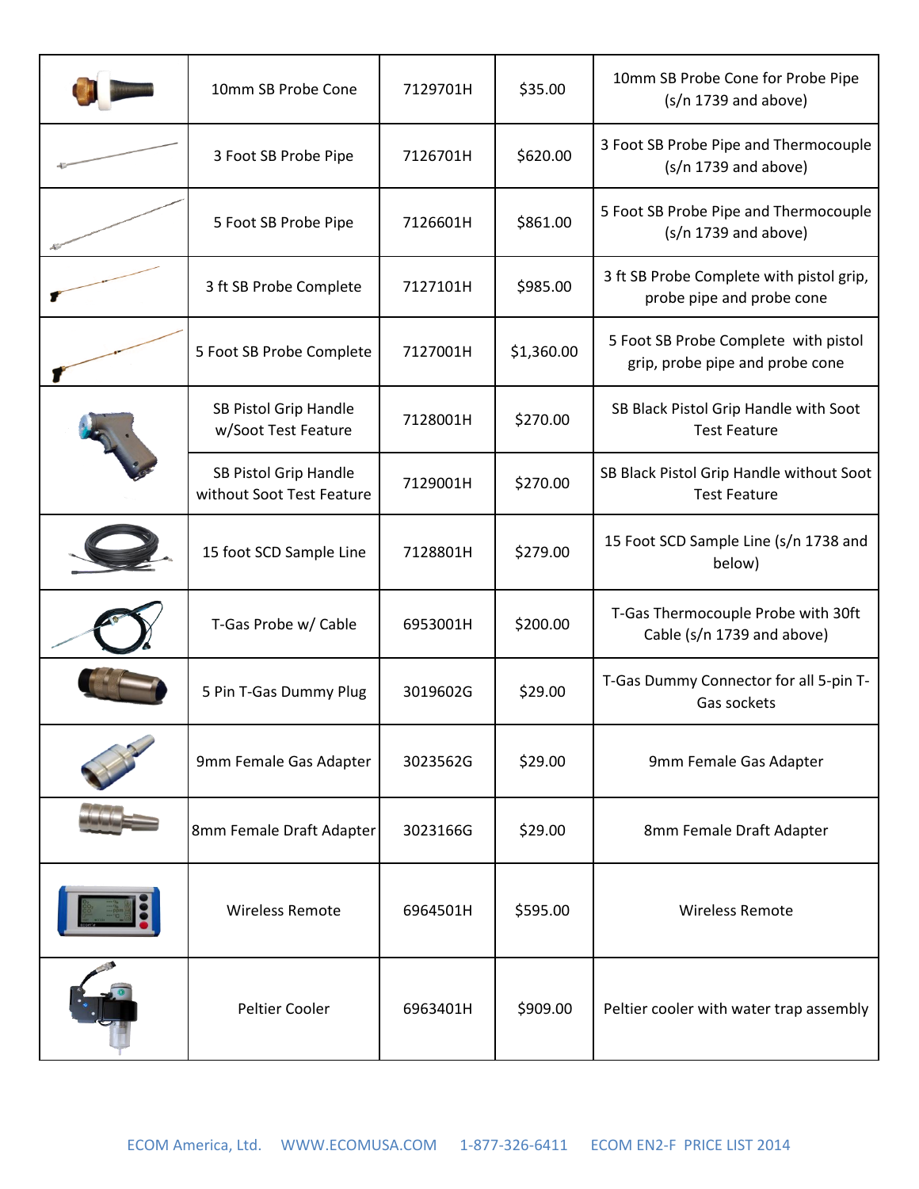| | | | | |
|---|---|---|---|---|
| | 10mm SB Probe Cone | 7129701H | $35.00 | 10mm SB Probe Cone for Probe Pipe (s/n 1739 and above) |
| | 3 Foot SB Probe Pipe | 7126701H | $620.00 | 3 Foot SB Probe Pipe and Thermocouple (s/n 1739 and above) |
| | 5 Foot SB Probe Pipe | 7126601H | $861.00 | 5 Foot SB Probe Pipe and Thermocouple (s/n 1739 and above) |
| | 3 ft SB Probe Complete | 7127101H | $985.00 | 3 ft SB Probe Complete with pistol grip, probe pipe and probe cone |
| | 5 Foot SB Probe Complete | 7127001H | $1,360.00 | 5 Foot SB Probe Complete with pistol grip, probe pipe and probe cone |
| | SB Pistol Grip Handle w/Soot Test Feature | 7128001H | $270.00 | SB Black Pistol Grip Handle with Soot Test Feature |
| | SB Pistol Grip Handle without Soot Test Feature | 7129001H | $270.00 | SB Black Pistol Grip Handle without Soot Test Feature |
| | 15 foot SCD Sample Line | 7128801H | $279.00 | 15 Foot SCD Sample Line (s/n 1738 and below) |
| | T-Gas Probe w/ Cable | 6953001H | $200.00 | T-Gas Thermocouple Probe with 30ft Cable (s/n 1739 and above) |
| | 5 Pin T-Gas Dummy Plug | 3019602G | $29.00 | T-Gas Dummy Connector for all 5-pin T-Gas sockets |
| | 9mm Female Gas Adapter | 3023562G | $29.00 | 9mm Female Gas Adapter |
| | 8mm Female Draft Adapter | 3023166G | $29.00 | 8mm Female Draft Adapter |
| | Wireless Remote | 6964501H | $595.00 | Wireless Remote |
| | Peltier Cooler | 6963401H | $909.00 | Peltier cooler with water trap assembly |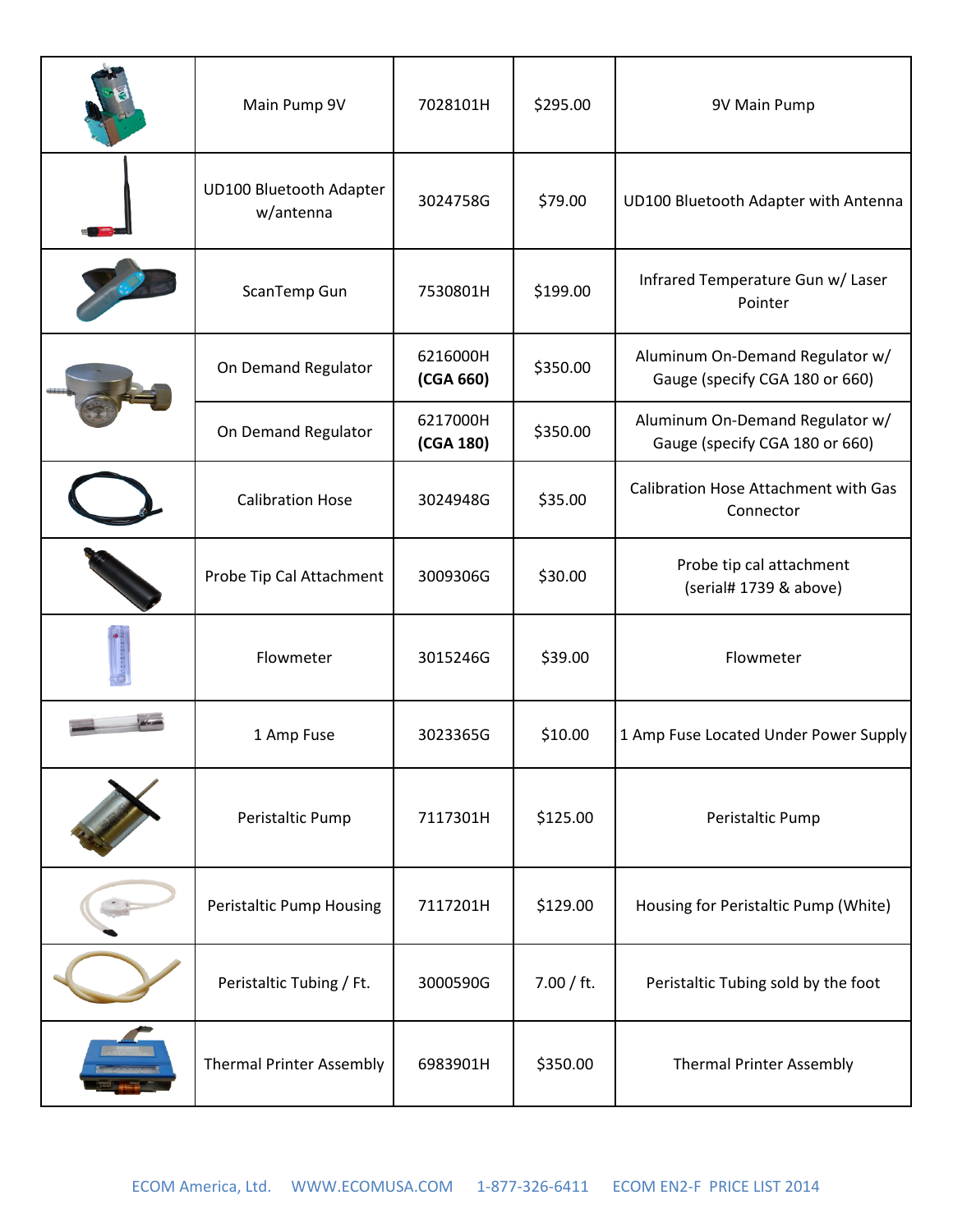| | | | | |
|---|---|---|---|---|
| | Main Pump 9V | 7028101H | $295.00 | 9V Main Pump |
| | UD100 Bluetooth Adapter w/antenna | 3024758G | $79.00 | UD100 Bluetooth Adapter with Antenna |
| | ScanTemp Gun | 7530801H | $199.00 | Infrared Temperature Gun w/ Laser Pointer |
| | On Demand Regulator | 6216000H **(CGA 660)** | $350.00 | Aluminum On-Demand Regulator w/ Gauge (specify CGA 180 or 660) |
| | On Demand Regulator | 6217000H **(CGA 180)** | $350.00 | Aluminum On-Demand Regulator w/ Gauge (specify CGA 180 or 660) |
| | Calibration Hose | 3024948G | $35.00 | Calibration Hose Attachment with Gas Connector |
| | Probe Tip Cal Attachment | 3009306G | $30.00 | Probe tip cal attachment (serial# 1739 & above) |
| | Flowmeter | 3015246G | $39.00 | Flowmeter |
| | 1 Amp Fuse | 3023365G | $10.00 | 1 Amp Fuse Located Under Power Supply |
| | Peristaltic Pump | 7117301H | $125.00 | Peristaltic Pump |
| | Peristaltic Pump Housing | 7117201H | $129.00 | Housing for Peristaltic Pump (White) |
| | Peristaltic Tubing / Ft. | 3000590G | 7.00 / ft. | Peristaltic Tubing sold by the foot |
| | Thermal Printer Assembly | 6983901H | $350.00 | Thermal Printer Assembly |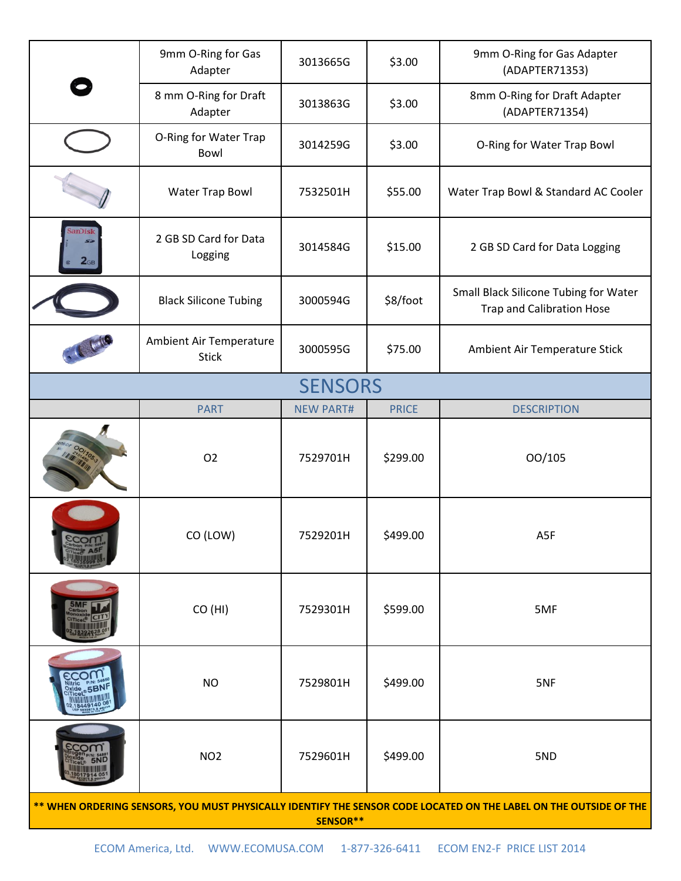| | PART | NEW PART# | PRICE | DESCRIPTION |
|---|---|---|---|---|
| | 9mm O-Ring for Gas Adapter | 3013665G | $3.00 | 9mm O-Ring for Gas Adapter (ADAPTER71353) |
| | 8 mm O-Ring for Draft Adapter | 3013863G | $3.00 | 8mm O-Ring for Draft Adapter (ADAPTER71354) |
| | O-Ring for Water Trap Bowl | 3014259G | $3.00 | O-Ring for Water Trap Bowl |
| | Water Trap Bowl | 7532501H | $55.00 | Water Trap Bowl & Standard AC Cooler |
| | 2 GB SD Card for Data Logging | 3014584G | $15.00 | 2 GB SD Card for Data Logging |
| | Black Silicone Tubing | 3000594G | $8/foot | Small Black Silicone Tubing for Water Trap and Calibration Hose |
| | Ambient Air Temperature Stick | 3000595G | $75.00 | Ambient Air Temperature Stick |

## SENSORS

| | PART | NEW PART# | PRICE | DESCRIPTION |
|---|---|---|---|---|
| | O2 | 7529701H | $299.00 | OO/105 |
| | CO (LOW) | 7529201H | $499.00 | A5F |
| | CO (HI) | 7529301H | $599.00 | 5MF |
| | NO | 7529801H | $499.00 | 5NF |
| | NO2 | 7529601H | $499.00 | 5ND |

**** WHEN ORDERING SENSORS, YOU MUST PHYSICALLY IDENTIFY THE SENSOR CODE LOCATED ON THE LABEL ON THE OUTSIDE OF THE SENSOR****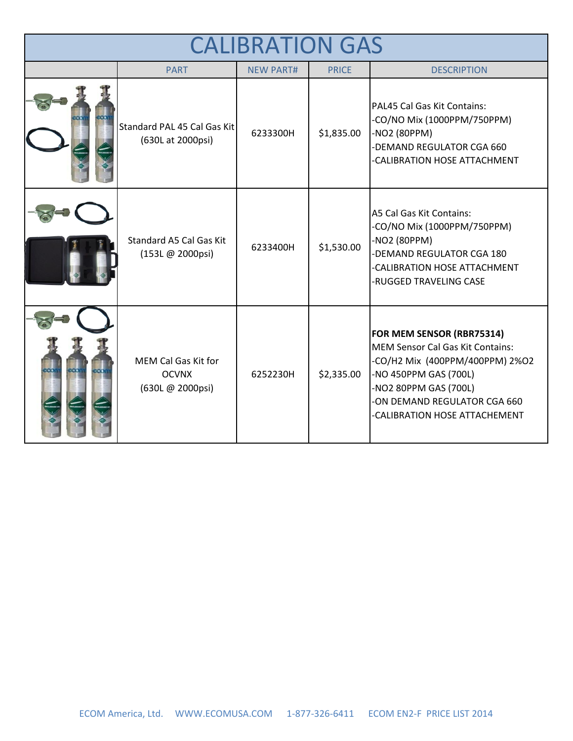# CALIBRATION GAS

| | PART | NEW PART# | PRICE | DESCRIPTION |
|---|---|---|---|---|
| | Standard PAL 45 Cal Gas Kit (630L at 2000psi) | 6233300H | $1,835.00 | PAL45 Cal Gas Kit Contains:<br>-CO/NO Mix (1000PPM/750PPM)<br>-NO2 (80PPM)<br>-DEMAND REGULATOR CGA 660<br>-CALIBRATION HOSE ATTACHMENT |
| | Standard A5 Cal Gas Kit (153L @ 2000psi) | 6233400H | $1,530.00 | A5 Cal Gas Kit Contains:<br>-CO/NO Mix (1000PPM/750PPM)<br>-NO2 (80PPM)<br>-DEMAND REGULATOR CGA 180<br>-CALIBRATION HOSE ATTACHMENT<br>-RUGGED TRAVELING CASE |
| | MEM Cal Gas Kit for OCVNX (630L @ 2000psi) | 6252230H | $2,335.00 | **FOR MEM SENSOR (RBR75314)**<br>MEM Sensor Cal Gas Kit Contains:<br>-CO/H2 Mix (400PPM/400PPM) 2%O2<br>-NO 450PPM GAS (700L)<br>-NO2 80PPM GAS (700L)<br>-ON DEMAND REGULATOR CGA 660<br>-CALIBRATION HOSE ATTACHEMENT |